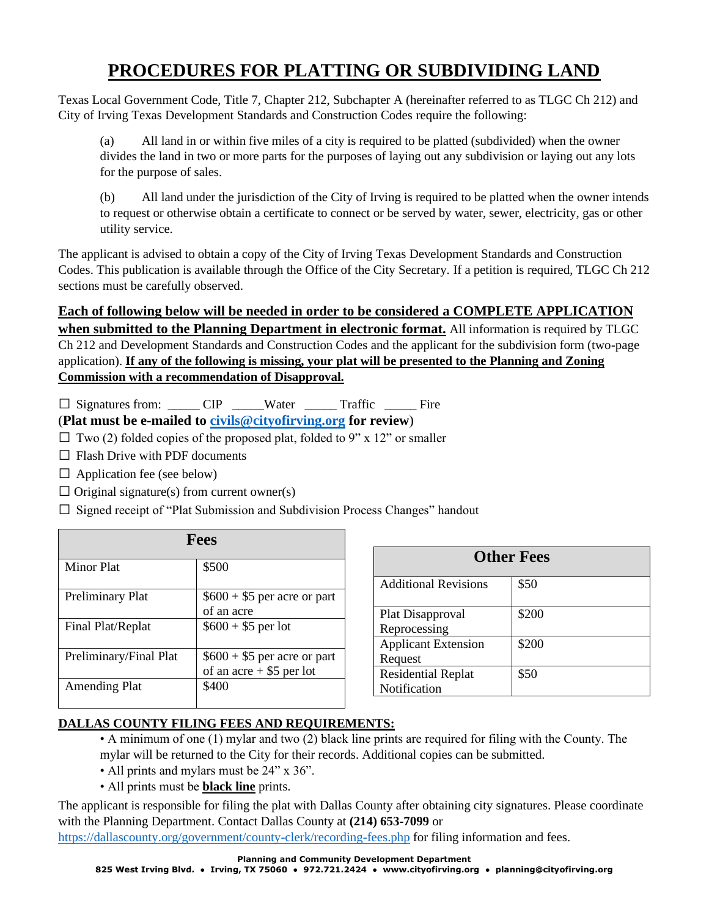# PROCEDURES FOR PLATTING OR SUBDIVIDING LAND

Texas Local Government Code, Title 7, Chapter 212, Subchapter A (hereinafter referred to as TLGC Ch 212) and City of Irving Texas Development Standards and Construction Codes require the following:

(a) All land in or within five miles of a city is required to be platted (subdivided) when the owner divides the land in two or more parts for the purposes of laying out any subdivision or laying out any lots for the purpose of sales.

(b) All land under the jurisdiction of the City of Irving is required to be platted when the owner intends to request or otherwise obtain a certificate to connect or be served by water, sewer, electricity, gas or other utility service.

The applicant is advised to obtain a copy of the City of Irving Texas Development Standards and Construction Codes. This publication is available through the Office of the City Secretary. If a petition is required, TLGC Ch 212 sections must be carefully observed.

**Each of following below will be needed in order to be considered a COMPLETE APPLICATION when submitted to the Planning Department in electronic format.** All information is required by TLGC Ch 212 and Development Standards and Construction Codes and the applicant for the subdivision form (two-page application). **If any of the following is missing, your plat will be presented to the Planning and Zoning Commission with a recommendation of Disapproval.**

- ☐ Signatures from: _____ CIP _____Water _____ Traffic _____ Fire

(**Plat must be e-mailed to civils@cityofirving.org for review**)

- ☐ Two (2) folded copies of the proposed plat, folded to 9" x 12" or smaller
- ☐ Flash Drive with PDF documents
- ☐ Application fee (see below)
- ☐ Original signature(s) from current owner(s)
- ☐ Signed receipt of "Plat Submission and Subdivision Process Changes" handout

| Fees | |
|---|---|
| Minor Plat | $500 |
| Preliminary Plat | $600 + $5 per acre or part of an acre |
| Final Plat/Replat | $600 + $5 per lot |
| Preliminary/Final Plat | $600 + $5 per acre or part of an acre + $5 per lot |
| Amending Plat | $400 |

| Other Fees | |
|---|---|
| Additional Revisions | $50 |
| Plat Disapproval Reprocessing | $200 |
| Applicant Extension Request | $200 |
| Residential Replat Notification | $50 |

**DALLAS COUNTY FILING FEES AND REQUIREMENTS:**

- A minimum of one (1) mylar and two (2) black line prints are required for filing with the County. The mylar will be returned to the City for their records. Additional copies can be submitted.
- All prints and mylars must be 24" x 36".
- All prints must be **black line** prints.

The applicant is responsible for filing the plat with Dallas County after obtaining city signatures. Please coordinate with the Planning Department. Contact Dallas County at **(214) 653-7099** or https://dallascounty.org/government/county-clerk/recording-fees.php for filing information and fees.

**Planning and Community Development Department**
**825 West Irving Blvd. • Irving, TX 75060 • 972.721.2424 • www.cityofirving.org • planning@cityofirving.org**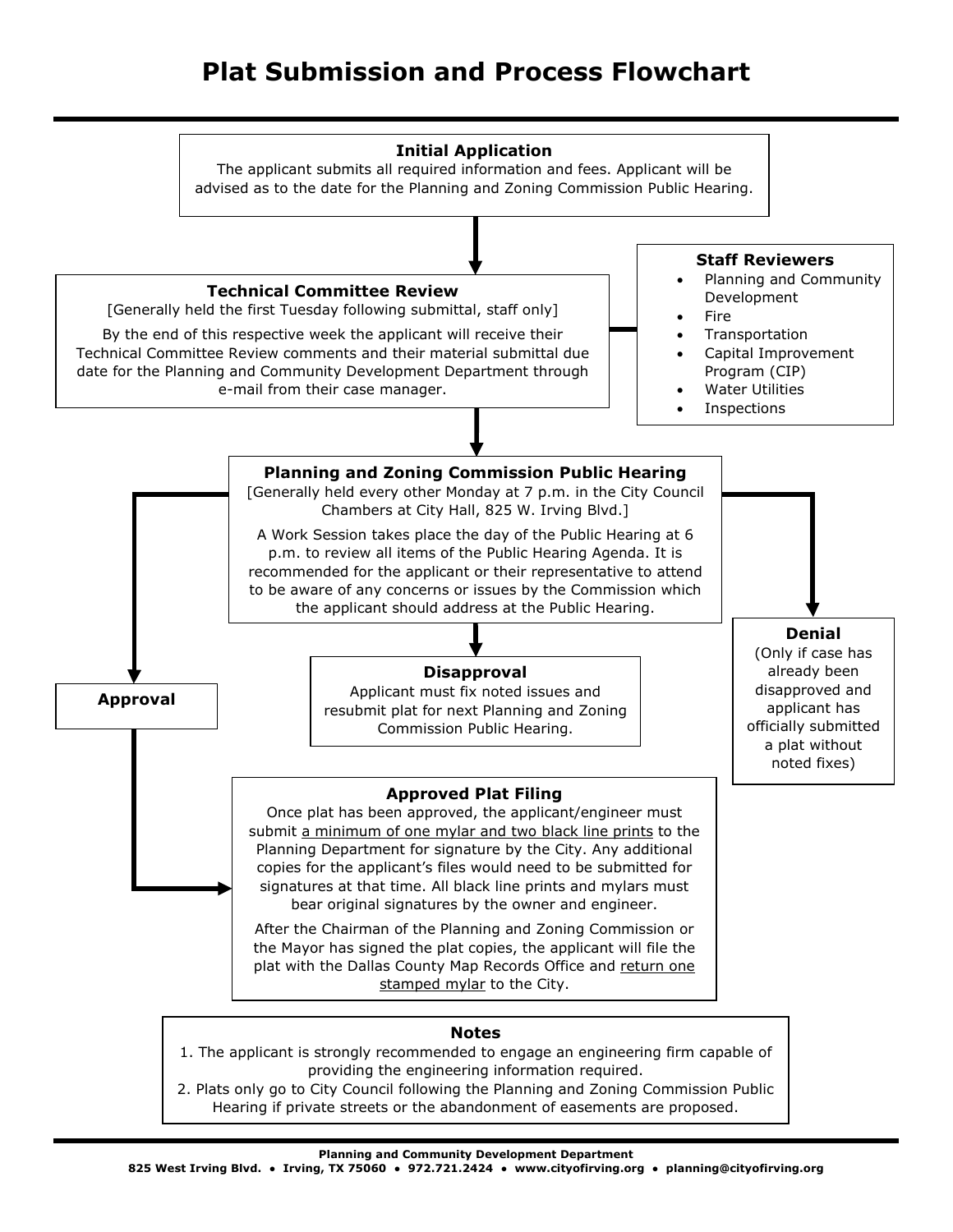# Plat Submission and Process Flowchart

### Initial Application

The applicant submits all required information and fees. Applicant will be advised as to the date for the Planning and Zoning Commission Public Hearing.

### Technical Committee Review

[Generally held the first Tuesday following submittal, staff only]

By the end of this respective week the applicant will receive their Technical Committee Review comments and their material submittal due date for the Planning and Community Development Department through e-mail from their case manager.

### Staff Reviewers

- Planning and Community Development
- Fire
- Transportation
- Capital Improvement Program (CIP)
- Water Utilities
- Inspections

### Planning and Zoning Commission Public Hearing

[Generally held every other Monday at 7 p.m. in the City Council Chambers at City Hall, 825 W. Irving Blvd.]

A Work Session takes place the day of the Public Hearing at 6 p.m. to review all items of the Public Hearing Agenda. It is recommended for the applicant or their representative to attend to be aware of any concerns or issues by the Commission which the applicant should address at the Public Hearing.

### Approval

### Disapproval

Applicant must fix noted issues and resubmit plat for next Planning and Zoning Commission Public Hearing.

### Denial

(Only if case has already been disapproved and applicant has officially submitted a plat without noted fixes)

### Approved Plat Filing

Once plat has been approved, the applicant/engineer must submit a minimum of one mylar and two black line prints to the Planning Department for signature by the City. Any additional copies for the applicant's files would need to be submitted for signatures at that time. All black line prints and mylars must bear original signatures by the owner and engineer.

After the Chairman of the Planning and Zoning Commission or the Mayor has signed the plat copies, the applicant will file the plat with the Dallas County Map Records Office and return one stamped mylar to the City.

### Notes

1. The applicant is strongly recommended to engage an engineering firm capable of providing the engineering information required.
2. Plats only go to City Council following the Planning and Zoning Commission Public Hearing if private streets or the abandonment of easements are proposed.

**Planning and Community Development Department**

**825 West Irving Blvd. • Irving, TX 75060 • 972.721.2424 • www.cityofirving.org • planning@cityofirving.org**